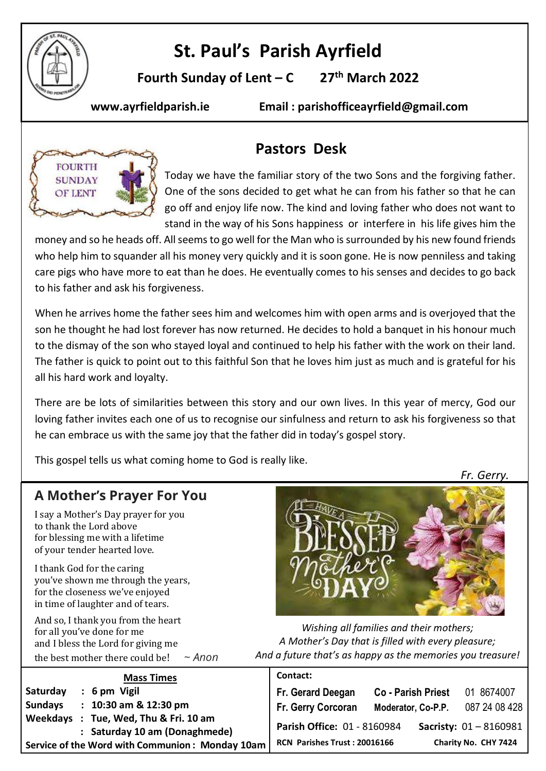# St. Paul's Parish Ayrfield

**Fourth Sunday of Lent – C 27th March 2022**

**www.ayrfieldparish.ie Email : parishofficeayrfield@gmail.com**

## Pastors Desk

Today we have the familiar story of the two Sons and the forgiving father. One of the sons decided to get what he can from his father so that he can go off and enjoy life now. The kind and loving father who does not want to stand in the way of his Sons happiness or interfere in his life gives him the money and so he heads off. All seems to go well for the Man who is surrounded by his new found friends who help him to squander all his money very quickly and it is soon gone. He is now penniless and taking care pigs who have more to eat than he does. He eventually comes to his senses and decides to go back to his father and ask his forgiveness.

When he arrives home the father sees him and welcomes him with open arms and is overjoyed that the son he thought he had lost forever has now returned. He decides to hold a banquet in his honour much to the dismay of the son who stayed loyal and continued to help his father with the work on their land. The father is quick to point out to this faithful Son that he loves him just as much and is grateful for his all his hard work and loyalty.

There are be lots of similarities between this story and our own lives. In this year of mercy, God our loving father invites each one of us to recognise our sinfulness and return to ask his forgiveness so that he can embrace us with the same joy that the father did in today's gospel story.

This gospel tells us what coming home to God is really like.

*Fr. Gerry.*

## A Mother's Prayer For You

I say a Mother's Day prayer for you
to thank the Lord above
for blessing me with a lifetime
of your tender hearted love.

I thank God for the caring
you've shown me through the years,
for the closeness we've enjoyed
in time of laughter and of tears.

And so, I thank you from the heart
for all you've done for me
and I bless the Lord for giving me
the best mother there could be! *~ Anon*

*Wishing all families and their mothers;*
*A Mother's Day that is filled with every pleasure;*
*And a future that's as happy as the memories you treasure!*

**Mass Times**

**Saturday : 6 pm Vigil**
**Sundays : 10:30 am & 12:30 pm**
**Weekdays : Tue, Wed, Thu & Fri. 10 am**
**: Saturday 10 am (Donaghmede)**
**Service of the Word with Communion : Monday 10am**

**Contact:**

| | | |
|---|---|---|
| **Fr. Gerard Deegan** | **Co - Parish Priest** | 01 8674007 |
| **Fr. Gerry Corcoran** | **Moderator, Co-P.P.** | 087 24 08 428 |

**Parish Office:** 01 - 8160984 **Sacristy:** 01 – 8160981

**RCN Parishes Trust : 20016166 Charity No. CHY 7424**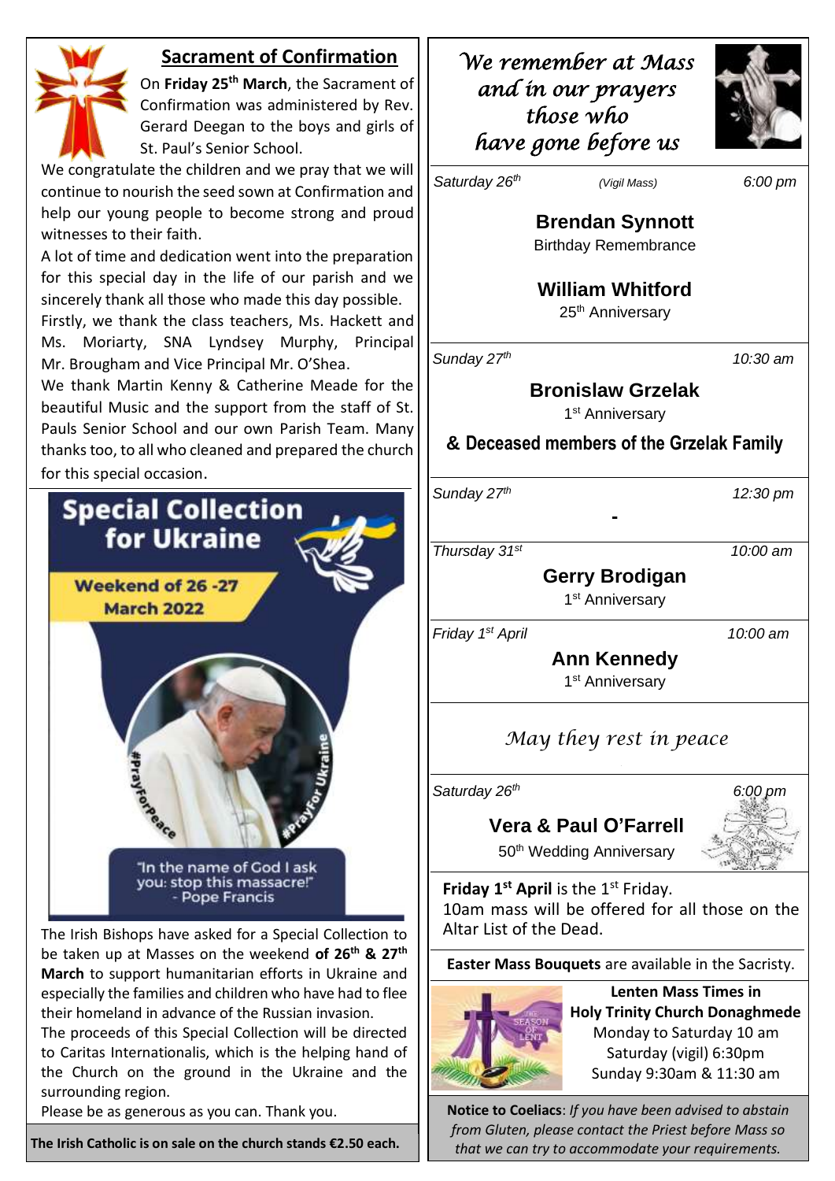## Sacrament of Confirmation

On **Friday 25th March**, the Sacrament of Confirmation was administered by Rev. Gerard Deegan to the boys and girls of St. Paul's Senior School.

We congratulate the children and we pray that we will continue to nourish the seed sown at Confirmation and help our young people to become strong and proud witnesses to their faith.

A lot of time and dedication went into the preparation for this special day in the life of our parish and we sincerely thank all those who made this day possible.

Firstly, we thank the class teachers, Ms. Hackett and Ms. Moriarty, SNA Lyndsey Murphy, Principal Mr. Brougham and Vice Principal Mr. O'Shea.

We thank Martin Kenny & Catherine Meade for the beautiful Music and the support from the staff of St. Pauls Senior School and our own Parish Team. Many thanks too, to all who cleaned and prepared the church for this special occasion.

## Special Collection for Ukraine

**Weekend of 26 -27 March 2022**

#PrayForPeace #PrayFor Ukraine

"In the name of God I ask you: stop this massacre!" - Pope Francis

The Irish Bishops have asked for a Special Collection to be taken up at Masses on the weekend **of 26th & 27th March** to support humanitarian efforts in Ukraine and especially the families and children who have had to flee their homeland in advance of the Russian invasion.

The proceeds of this Special Collection will be directed to Caritas Internationalis, which is the helping hand of the Church on the ground in the Ukraine and the surrounding region.

Please be as generous as you can. Thank you.

**The Irish Catholic is on sale on the church stands €2.50 each.**

## *We remember at Mass and in our prayers those who have gone before us*

*Saturday 26th* *(Vigil Mass)* *6:00 pm*

**Brendan Synnott**
Birthday Remembrance

**William Whitford**
25th Anniversary

*Sunday 27th* *10:30 am*

**Bronislaw Grzelak**
1st Anniversary

**& Deceased members of the Grzelak Family**

*Sunday 27th* *12:30 pm*

-

*Thursday 31st* *10:00 am*

**Gerry Brodigan**
1st Anniversary

*Friday 1st April* *10:00 am*

**Ann Kennedy**
1st Anniversary

*May they rest in peace*

*Saturday 26th* *6:00 pm*

**Vera & Paul O'Farrell**
50th Wedding Anniversary

**Friday 1st April** is the 1st Friday.
10am mass will be offered for all those on the Altar List of the Dead.

**Easter Mass Bouquets** are available in the Sacristy.

**Lenten Mass Times in Holy Trinity Church Donaghmede**
Monday to Saturday 10 am
Saturday (vigil) 6:30pm
Sunday 9:30am & 11:30 am

**Notice to Coeliacs**: *If you have been advised to abstain from Gluten, please contact the Priest before Mass so that we can try to accommodate your requirements.*